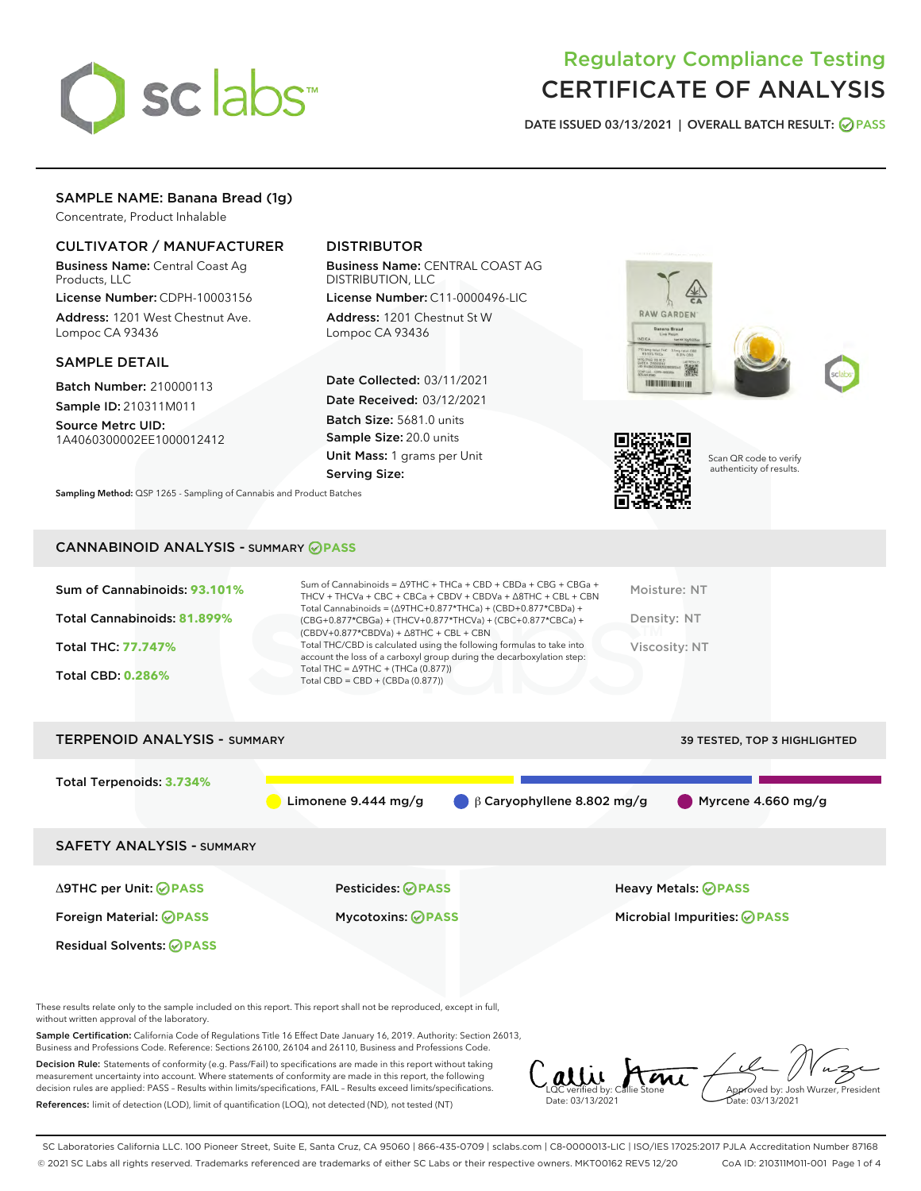# Regulatory Compliance Testing
# CERTIFICATE OF ANALYSIS

DATE ISSUED 03/13/2021 | OVERALL BATCH RESULT: PASS

## SAMPLE NAME: Banana Bread (1g)

Concentrate, Product Inhalable

### CULTIVATOR / MANUFACTURER

**Business Name:** Central Coast Ag Products, LLC

**License Number:** CDPH-10003156

**Address:** 1201 West Chestnut Ave. Lompoc CA 93436

### DISTRIBUTOR

**Business Name:** CENTRAL COAST AG DISTRIBUTION, LLC

**License Number:** C11-0000496-LIC

**Address:** 1201 Chestnut St W Lompoc CA 93436

### SAMPLE DETAIL

**Batch Number:** 210000113

**Sample ID:** 210311M011

**Source Metrc UID:** 1A4060300002EE1000012412

**Date Collected:** 03/11/2021

**Date Received:** 03/12/2021

**Batch Size:** 5681.0 units

**Sample Size:** 20.0 units

**Unit Mass:** 1 grams per Unit

**Serving Size:**

Scan QR code to verify authenticity of results.

**Sampling Method:** QSP 1265 - Sampling of Cannabis and Product Batches

## CANNABINOID ANALYSIS - SUMMARY PASS

**Sum of Cannabinoids:** 93.101%

**Total Cannabinoids:** 81.899%

**Total THC:** 77.747%

**Total CBD:** 0.286%

Sum of Cannabinoids = Δ9THC + THCa + CBD + CBDa + CBG + CBGa + THCV + THCVa + CBC + CBCa + CBDV + CBDVa + Δ8THC + CBL + CBN

Total Cannabinoids = (Δ9THC+0.877*THCa) + (CBD+0.877*CBDa) + (CBG+0.877*CBGa) + (THCV+0.877*THCVa) + (CBC+0.877*CBCa) + (CBDV+0.877*CBDVa) + Δ8THC + CBL + CBN

Total THC/CBD is calculated using the following formulas to take into account the loss of a carboxyl group during the decarboxylation step:

Total THC = Δ9THC + (THCa (0.877))

Total CBD = CBD + (CBDa (0.877))

Moisture: NT

Density: NT

Viscosity: NT

## TERPENOID ANALYSIS - SUMMARY

39 TESTED, TOP 3 HIGHLIGHTED

**Total Terpenoids:** 3.734%

Limonene 9.444 mg/g | β Caryophyllene 8.802 mg/g | Myrcene 4.660 mg/g

## SAFETY ANALYSIS - SUMMARY

| | | |
|---|---|---|
| Δ9THC per Unit: PASS | Pesticides: PASS | Heavy Metals: PASS |
| Foreign Material: PASS | Mycotoxins: PASS | Microbial Impurities: PASS |
| Residual Solvents: PASS | | |

These results relate only to the sample included on this report. This report shall not be reproduced, except in full, without written approval of the laboratory.

**Sample Certification:** California Code of Regulations Title 16 Effect Date January 16, 2019. Authority: Section 26013, Business and Professions Code. Reference: Sections 26100, 26104 and 26110, Business and Professions Code.

**Decision Rule:** Statements of conformity (e.g. Pass/Fail) to specifications are made in this report without taking measurement uncertainty into account. Where statements of conformity are made in this report, the following decision rules are applied: PASS - Results within limits/specifications, FAIL - Results exceed limits/specifications.

**References:** limit of detection (LOD), limit of quantification (LOQ), not detected (ND), not tested (NT)

LQC verified by: Callie Stone
Date: 03/13/2021

Approved by: Josh Wurzer, President
Date: 03/13/2021

SC Laboratories California LLC. 100 Pioneer Street, Suite E, Santa Cruz, CA 95060 | 866-435-0709 | sclabs.com | C8-0000013-LIC | ISO/IES 17025:2017 PJLA Accreditation Number 87168
© 2021 SC Labs all rights reserved. Trademarks referenced are trademarks of either SC Labs or their respective owners. MKT00162 REV5 12/20 CoA ID: 210311M011-001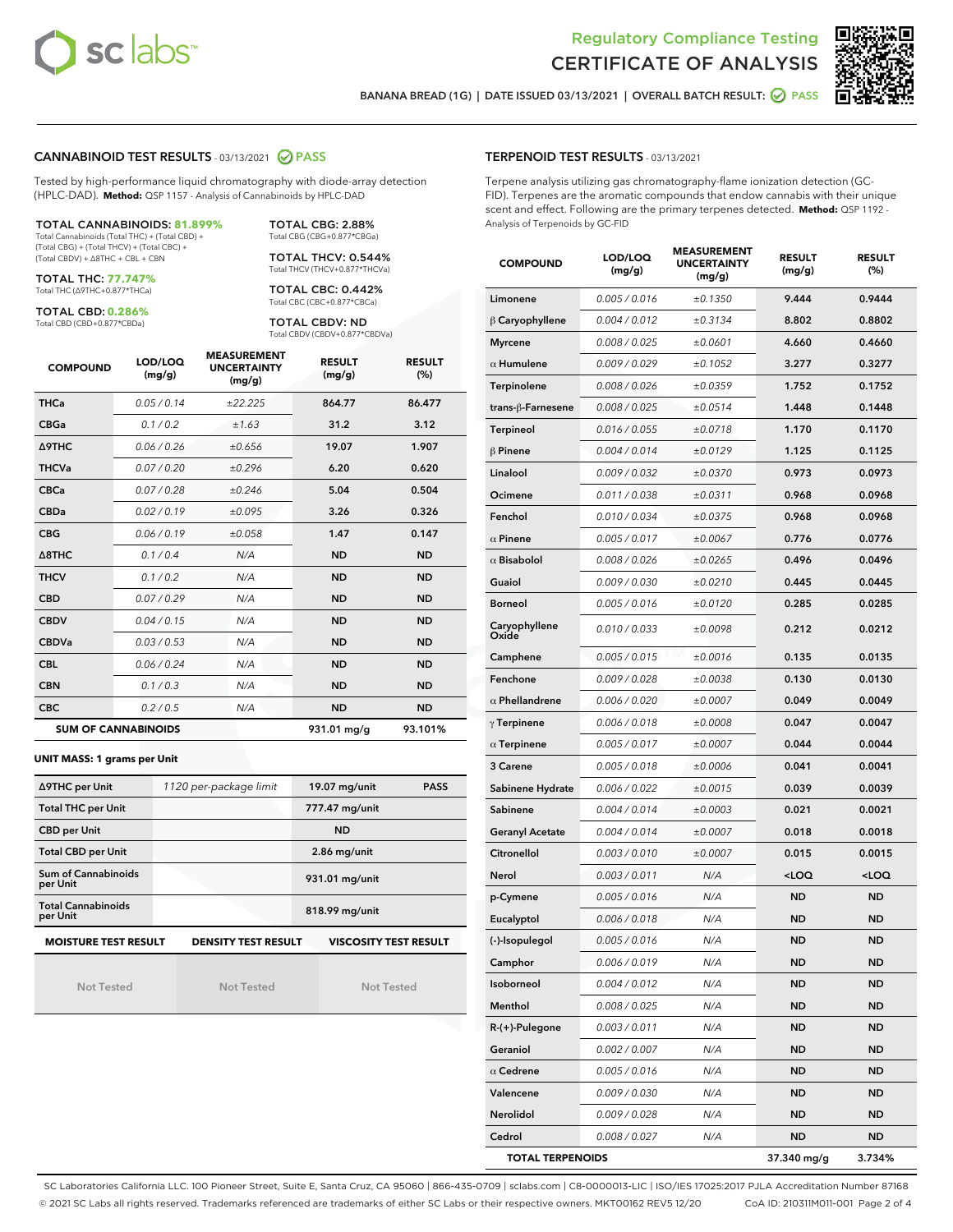Regulatory Compliance Testing
CERTIFICATE OF ANALYSIS

BANANA BREAD (1G) | DATE ISSUED 03/13/2021 | OVERALL BATCH RESULT: PASS

## CANNABINOID TEST RESULTS - 03/13/2021 PASS

Tested by high-performance liquid chromatography with diode-array detection (HPLC-DAD). **Method:** QSP 1157 - Analysis of Cannabinoids by HPLC-DAD

**TOTAL CANNABINOIDS: 81.899%**
Total Cannabinoids (Total THC) + (Total CBD) + (Total CBG) + (Total THCV) + (Total CBC) + (Total CBDV) + Δ8THC + CBL + CBN

**TOTAL THC: 77.747%**
Total THC (Δ9THC+0.877*THCa)

**TOTAL CBD: 0.286%**
Total CBD (CBD+0.877*CBDa)

**TOTAL CBG: 2.88%**
Total CBG (CBG+0.877*CBGa)

**TOTAL THCV: 0.544%**
Total THCV (THCV+0.877*THCVa)

**TOTAL CBC: 0.442%**
Total CBC (CBC+0.877*CBCa)

**TOTAL CBDV: ND**
Total CBDV (CBDV+0.877*CBDVa)

| COMPOUND | LOD/LOQ (mg/g) | MEASUREMENT UNCERTAINTY (mg/g) | RESULT (mg/g) | RESULT (%) |
|---|---|---|---|---|
| THCa | 0.05 / 0.14 | ±22.225 | 864.77 | 86.477 |
| CBGa | 0.1 / 0.2 | ±1.63 | 31.2 | 3.12 |
| Δ9THC | 0.06 / 0.26 | ±0.656 | 19.07 | 1.907 |
| THCVa | 0.07 / 0.20 | ±0.296 | 6.20 | 0.620 |
| CBCa | 0.07 / 0.28 | ±0.246 | 5.04 | 0.504 |
| CBDa | 0.02 / 0.19 | ±0.095 | 3.26 | 0.326 |
| CBG | 0.06 / 0.19 | ±0.058 | 1.47 | 0.147 |
| Δ8THC | 0.1 / 0.4 | N/A | ND | ND |
| THCV | 0.1 / 0.2 | N/A | ND | ND |
| CBD | 0.07 / 0.29 | N/A | ND | ND |
| CBDV | 0.04 / 0.15 | N/A | ND | ND |
| CBDVa | 0.03 / 0.53 | N/A | ND | ND |
| CBL | 0.06 / 0.24 | N/A | ND | ND |
| CBN | 0.1 / 0.3 | N/A | ND | ND |
| CBC | 0.2 / 0.5 | N/A | ND | ND |
| **SUM OF CANNABINOIDS** | | | 931.01 mg/g | 93.101% |

**UNIT MASS: 1 grams per Unit**

| | | | |
|---|---|---|---|
| Δ9THC per Unit | 1120 per-package limit | 19.07 mg/unit | PASS |
| Total THC per Unit | | 777.47 mg/unit | |
| CBD per Unit | | ND | |
| Total CBD per Unit | | 2.86 mg/unit | |
| Sum of Cannabinoids per Unit | | 931.01 mg/unit | |
| Total Cannabinoids per Unit | | 818.99 mg/unit | |

| MOISTURE TEST RESULT | DENSITY TEST RESULT | VISCOSITY TEST RESULT |
|---|---|---|
| Not Tested | Not Tested | Not Tested |

## TERPENOID TEST RESULTS - 03/13/2021

Terpene analysis utilizing gas chromatography-flame ionization detection (GC-FID). Terpenes are the aromatic compounds that endow cannabis with their unique scent and effect. Following are the primary terpenes detected. **Method:** QSP 1192 - Analysis of Terpenoids by GC-FID

| COMPOUND | LOD/LOQ (mg/g) | MEASUREMENT UNCERTAINTY (mg/g) | RESULT (mg/g) | RESULT (%) |
|---|---|---|---|---|
| Limonene | 0.005 / 0.016 | ±0.1350 | 9.444 | 0.9444 |
| β Caryophyllene | 0.004 / 0.012 | ±0.3134 | 8.802 | 0.8802 |
| Myrcene | 0.008 / 0.025 | ±0.0601 | 4.660 | 0.4660 |
| α Humulene | 0.009 / 0.029 | ±0.1052 | 3.277 | 0.3277 |
| Terpinolene | 0.008 / 0.026 | ±0.0359 | 1.752 | 0.1752 |
| trans-β-Farnesene | 0.008 / 0.025 | ±0.0514 | 1.448 | 0.1448 |
| Terpineol | 0.016 / 0.055 | ±0.0718 | 1.170 | 0.1170 |
| β Pinene | 0.004 / 0.014 | ±0.0129 | 1.125 | 0.1125 |
| Linalool | 0.009 / 0.032 | ±0.0370 | 0.973 | 0.0973 |
| Ocimene | 0.011 / 0.038 | ±0.0311 | 0.968 | 0.0968 |
| Fenchol | 0.010 / 0.034 | ±0.0375 | 0.968 | 0.0968 |
| α Pinene | 0.005 / 0.017 | ±0.0067 | 0.776 | 0.0776 |
| α Bisabolol | 0.008 / 0.026 | ±0.0265 | 0.496 | 0.0496 |
| Guaiol | 0.009 / 0.030 | ±0.0210 | 0.445 | 0.0445 |
| Borneol | 0.005 / 0.016 | ±0.0120 | 0.285 | 0.0285 |
| Caryophyllene Oxide | 0.010 / 0.033 | ±0.0098 | 0.212 | 0.0212 |
| Camphene | 0.005 / 0.015 | ±0.0016 | 0.135 | 0.0135 |
| Fenchone | 0.009 / 0.028 | ±0.0038 | 0.130 | 0.0130 |
| α Phellandrene | 0.006 / 0.020 | ±0.0007 | 0.049 | 0.0049 |
| γ Terpinene | 0.006 / 0.018 | ±0.0008 | 0.047 | 0.0047 |
| α Terpinene | 0.005 / 0.017 | ±0.0007 | 0.044 | 0.0044 |
| 3 Carene | 0.005 / 0.018 | ±0.0006 | 0.041 | 0.0041 |
| Sabinene Hydrate | 0.006 / 0.022 | ±0.0015 | 0.039 | 0.0039 |
| Sabinene | 0.004 / 0.014 | ±0.0003 | 0.021 | 0.0021 |
| Geranyl Acetate | 0.004 / 0.014 | ±0.0007 | 0.018 | 0.0018 |
| Citronellol | 0.003 / 0.010 | ±0.0007 | 0.015 | 0.0015 |
| Nerol | 0.003 / 0.011 | N/A | <LOQ | <LOQ |
| p-Cymene | 0.005 / 0.016 | N/A | ND | ND |
| Eucalyptol | 0.006 / 0.018 | N/A | ND | ND |
| (-)-Isopulegol | 0.005 / 0.016 | N/A | ND | ND |
| Camphor | 0.006 / 0.019 | N/A | ND | ND |
| Isoborneol | 0.004 / 0.012 | N/A | ND | ND |
| Menthol | 0.008 / 0.025 | N/A | ND | ND |
| R-(+)-Pulegone | 0.003 / 0.011 | N/A | ND | ND |
| Geraniol | 0.002 / 0.007 | N/A | ND | ND |
| α Cedrene | 0.005 / 0.016 | N/A | ND | ND |
| Valencene | 0.009 / 0.030 | N/A | ND | ND |
| Nerolidol | 0.009 / 0.028 | N/A | ND | ND |
| Cedrol | 0.008 / 0.027 | N/A | ND | ND |
| **TOTAL TERPENOIDS** | | | 37.340 mg/g | 3.734% |

SC Laboratories California LLC. 100 Pioneer Street, Suite E, Santa Cruz, CA 95060 | 866-435-0709 | sclabs.com | C8-0000013-LIC | ISO/IES 17025:2017 PJLA Accreditation Number 87168
© 2021 SC Labs all rights reserved. Trademarks referenced are trademarks of either SC Labs or their respective owners. MKT00162 REV5 12/20 CoA ID: 210311M011-001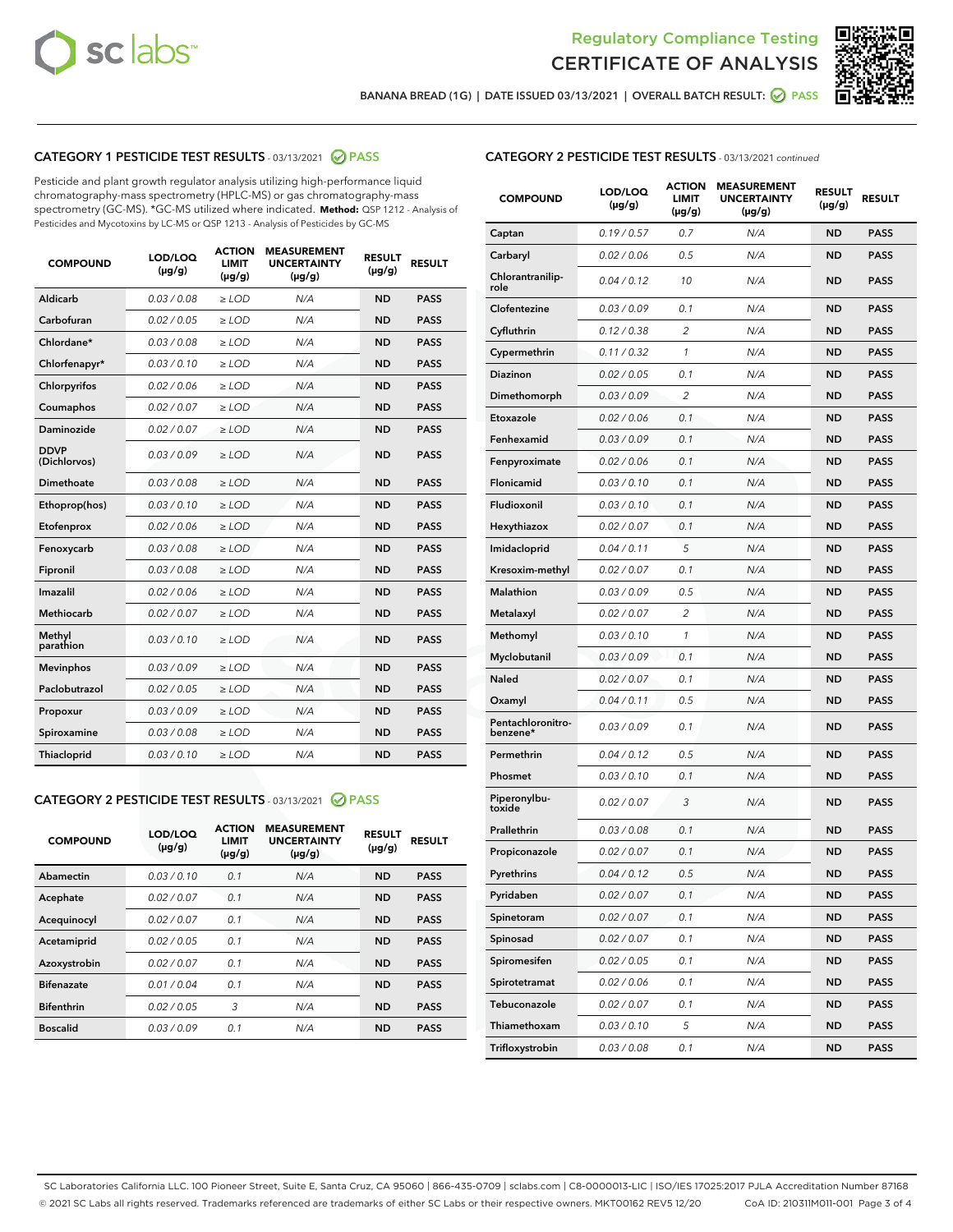Regulatory Compliance Testing

CERTIFICATE OF ANALYSIS

BANANA BREAD (1G) | DATE ISSUED 03/13/2021 | OVERALL BATCH RESULT: PASS

## CATEGORY 1 PESTICIDE TEST RESULTS - 03/13/2021 PASS

Pesticide and plant growth regulator analysis utilizing high-performance liquid chromatography-mass spectrometry (HPLC-MS) or gas chromatography-mass spectrometry (GC-MS). *GC-MS utilized where indicated. **Method:** QSP 1212 - Analysis of Pesticides and Mycotoxins by LC-MS or QSP 1213 - Analysis of Pesticides by GC-MS

| COMPOUND | LOD/LOQ (µg/g) | ACTION LIMIT (µg/g) | MEASUREMENT UNCERTAINTY (µg/g) | RESULT (µg/g) | RESULT |
|---|---|---|---|---|---|
| Aldicarb | 0.03 / 0.08 | ≥ LOD | N/A | ND | PASS |
| Carbofuran | 0.02 / 0.05 | ≥ LOD | N/A | ND | PASS |
| Chlordane* | 0.03 / 0.08 | ≥ LOD | N/A | ND | PASS |
| Chlorfenapyr* | 0.03 / 0.10 | ≥ LOD | N/A | ND | PASS |
| Chlorpyrifos | 0.02 / 0.06 | ≥ LOD | N/A | ND | PASS |
| Coumaphos | 0.02 / 0.07 | ≥ LOD | N/A | ND | PASS |
| Daminozide | 0.02 / 0.07 | ≥ LOD | N/A | ND | PASS |
| DDVP (Dichlorvos) | 0.03 / 0.09 | ≥ LOD | N/A | ND | PASS |
| Dimethoate | 0.03 / 0.08 | ≥ LOD | N/A | ND | PASS |
| Ethoprop(hos) | 0.03 / 0.10 | ≥ LOD | N/A | ND | PASS |
| Etofenprox | 0.02 / 0.06 | ≥ LOD | N/A | ND | PASS |
| Fenoxycarb | 0.03 / 0.08 | ≥ LOD | N/A | ND | PASS |
| Fipronil | 0.03 / 0.08 | ≥ LOD | N/A | ND | PASS |
| Imazalil | 0.02 / 0.06 | ≥ LOD | N/A | ND | PASS |
| Methiocarb | 0.02 / 0.07 | ≥ LOD | N/A | ND | PASS |
| Methyl parathion | 0.03 / 0.10 | ≥ LOD | N/A | ND | PASS |
| Mevinphos | 0.03 / 0.09 | ≥ LOD | N/A | ND | PASS |
| Paclobutrazol | 0.02 / 0.05 | ≥ LOD | N/A | ND | PASS |
| Propoxur | 0.03 / 0.09 | ≥ LOD | N/A | ND | PASS |
| Spiroxamine | 0.03 / 0.08 | ≥ LOD | N/A | ND | PASS |
| Thiacloprid | 0.03 / 0.10 | ≥ LOD | N/A | ND | PASS |

## CATEGORY 2 PESTICIDE TEST RESULTS - 03/13/2021 PASS

| COMPOUND | LOD/LOQ (µg/g) | ACTION LIMIT (µg/g) | MEASUREMENT UNCERTAINTY (µg/g) | RESULT (µg/g) | RESULT |
|---|---|---|---|---|---|
| Abamectin | 0.03 / 0.10 | 0.1 | N/A | ND | PASS |
| Acephate | 0.02 / 0.07 | 0.1 | N/A | ND | PASS |
| Acequinocyl | 0.02 / 0.07 | 0.1 | N/A | ND | PASS |
| Acetamiprid | 0.02 / 0.05 | 0.1 | N/A | ND | PASS |
| Azoxystrobin | 0.02 / 0.07 | 0.1 | N/A | ND | PASS |
| Bifenazate | 0.01 / 0.04 | 0.1 | N/A | ND | PASS |
| Bifenthrin | 0.02 / 0.05 | 3 | N/A | ND | PASS |
| Boscalid | 0.03 / 0.09 | 0.1 | N/A | ND | PASS |
| Captan | 0.19 / 0.57 | 0.7 | N/A | ND | PASS |
| Carbaryl | 0.02 / 0.06 | 0.5 | N/A | ND | PASS |
| Chlorantraniliprole | 0.04 / 0.12 | 10 | N/A | ND | PASS |
| Clofentezine | 0.03 / 0.09 | 0.1 | N/A | ND | PASS |
| Cyfluthrin | 0.12 / 0.38 | 2 | N/A | ND | PASS |
| Cypermethrin | 0.11 / 0.32 | 1 | N/A | ND | PASS |
| Diazinon | 0.02 / 0.05 | 0.1 | N/A | ND | PASS |
| Dimethomorph | 0.03 / 0.09 | 2 | N/A | ND | PASS |
| Etoxazole | 0.02 / 0.06 | 0.1 | N/A | ND | PASS |
| Fenhexamid | 0.03 / 0.09 | 0.1 | N/A | ND | PASS |
| Fenpyroximate | 0.02 / 0.06 | 0.1 | N/A | ND | PASS |
| Flonicamid | 0.03 / 0.10 | 0.1 | N/A | ND | PASS |
| Fludioxonil | 0.03 / 0.10 | 0.1 | N/A | ND | PASS |
| Hexythiazox | 0.02 / 0.07 | 0.1 | N/A | ND | PASS |
| Imidacloprid | 0.04 / 0.11 | 5 | N/A | ND | PASS |
| Kresoxim-methyl | 0.02 / 0.07 | 0.1 | N/A | ND | PASS |
| Malathion | 0.03 / 0.09 | 0.5 | N/A | ND | PASS |
| Metalaxyl | 0.02 / 0.07 | 2 | N/A | ND | PASS |
| Methomyl | 0.03 / 0.10 | 1 | N/A | ND | PASS |
| Myclobutanil | 0.03 / 0.09 | 0.1 | N/A | ND | PASS |
| Naled | 0.02 / 0.07 | 0.1 | N/A | ND | PASS |
| Oxamyl | 0.04 / 0.11 | 0.5 | N/A | ND | PASS |
| Pentachloronitrobenzene* | 0.03 / 0.09 | 0.1 | N/A | ND | PASS |
| Permethrin | 0.04 / 0.12 | 0.5 | N/A | ND | PASS |
| Phosmet | 0.03 / 0.10 | 0.1 | N/A | ND | PASS |
| Piperonylbutoxide | 0.02 / 0.07 | 3 | N/A | ND | PASS |
| Prallethrin | 0.03 / 0.08 | 0.1 | N/A | ND | PASS |
| Propiconazole | 0.02 / 0.07 | 0.1 | N/A | ND | PASS |
| Pyrethrins | 0.04 / 0.12 | 0.5 | N/A | ND | PASS |
| Pyridaben | 0.02 / 0.07 | 0.1 | N/A | ND | PASS |
| Spinetoram | 0.02 / 0.07 | 0.1 | N/A | ND | PASS |
| Spinosad | 0.02 / 0.07 | 0.1 | N/A | ND | PASS |
| Spiromesifen | 0.02 / 0.05 | 0.1 | N/A | ND | PASS |
| Spirotetramat | 0.02 / 0.06 | 0.1 | N/A | ND | PASS |
| Tebuconazole | 0.02 / 0.07 | 0.1 | N/A | ND | PASS |
| Thiamethoxam | 0.03 / 0.10 | 5 | N/A | ND | PASS |
| Trifloxystrobin | 0.03 / 0.08 | 0.1 | N/A | ND | PASS |

SC Laboratories California LLC. 100 Pioneer Street, Suite E, Santa Cruz, CA 95060 | 866-435-0709 | sclabs.com | C8-0000013-LIC | ISO/IES 17025:2017 PJLA Accreditation Number 87168
© 2021 SC Labs all rights reserved. Trademarks referenced are trademarks of either SC Labs or their respective owners. MKT00162 REV5 12/20 CoA ID: 210311M011-001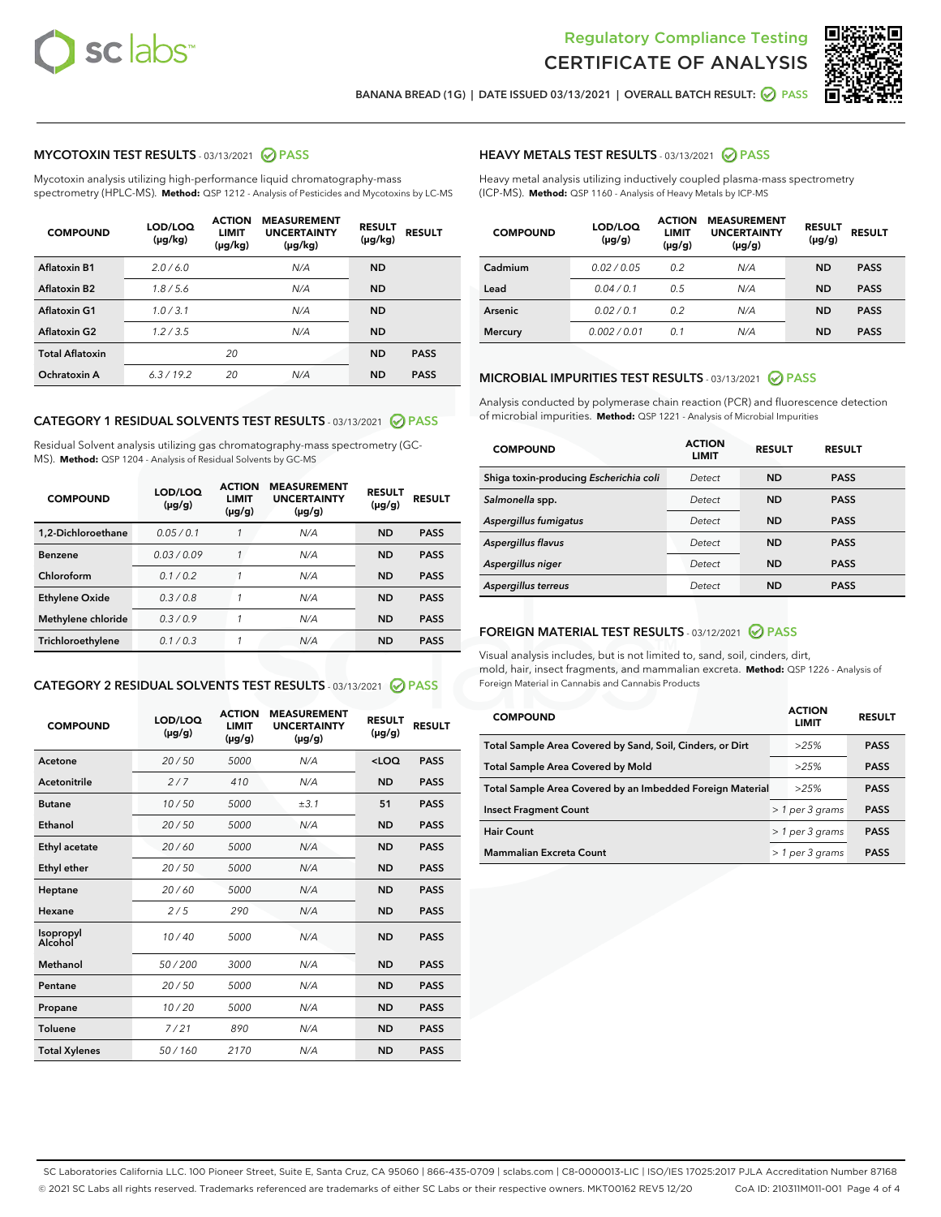# Regulatory Compliance Testing
# CERTIFICATE OF ANALYSIS

BANANA BREAD (1G) | DATE ISSUED 03/13/2021 | OVERALL BATCH RESULT: PASS

## MYCOTOXIN TEST RESULTS - 03/13/2021 PASS

Mycotoxin analysis utilizing high-performance liquid chromatography-mass spectrometry (HPLC-MS). **Method:** QSP 1212 - Analysis of Pesticides and Mycotoxins by LC-MS

| COMPOUND | LOD/LOQ (μg/kg) | ACTION LIMIT (μg/kg) | MEASUREMENT UNCERTAINTY (μg/kg) | RESULT (μg/kg) | RESULT |
|---|---|---|---|---|---|
| Aflatoxin B1 | 2.0 / 6.0 | | N/A | ND | |
| Aflatoxin B2 | 1.8 / 5.6 | | N/A | ND | |
| Aflatoxin G1 | 1.0 / 3.1 | | N/A | ND | |
| Aflatoxin G2 | 1.2 / 3.5 | | N/A | ND | |
| Total Aflatoxin | | 20 | | ND | PASS |
| Ochratoxin A | 6.3 / 19.2 | 20 | N/A | ND | PASS |

## CATEGORY 1 RESIDUAL SOLVENTS TEST RESULTS - 03/13/2021 PASS

Residual Solvent analysis utilizing gas chromatography-mass spectrometry (GC-MS). **Method:** QSP 1204 - Analysis of Residual Solvents by GC-MS

| COMPOUND | LOD/LOQ (μg/g) | ACTION LIMIT (μg/g) | MEASUREMENT UNCERTAINTY (μg/g) | RESULT (μg/g) | RESULT |
|---|---|---|---|---|---|
| 1,2-Dichloroethane | 0.05 / 0.1 | 1 | N/A | ND | PASS |
| Benzene | 0.03 / 0.09 | 1 | N/A | ND | PASS |
| Chloroform | 0.1 / 0.2 | 1 | N/A | ND | PASS |
| Ethylene Oxide | 0.3 / 0.8 | 1 | N/A | ND | PASS |
| Methylene chloride | 0.3 / 0.9 | 1 | N/A | ND | PASS |
| Trichloroethylene | 0.1 / 0.3 | 1 | N/A | ND | PASS |

## CATEGORY 2 RESIDUAL SOLVENTS TEST RESULTS - 03/13/2021 PASS

| COMPOUND | LOD/LOQ (μg/g) | ACTION LIMIT (μg/g) | MEASUREMENT UNCERTAINTY (μg/g) | RESULT (μg/g) | RESULT |
|---|---|---|---|---|---|
| Acetone | 20 / 50 | 5000 | N/A | <LOQ | PASS |
| Acetonitrile | 2 / 7 | 410 | N/A | ND | PASS |
| Butane | 10 / 50 | 5000 | ±3.1 | 51 | PASS |
| Ethanol | 20 / 50 | 5000 | N/A | ND | PASS |
| Ethyl acetate | 20 / 60 | 5000 | N/A | ND | PASS |
| Ethyl ether | 20 / 50 | 5000 | N/A | ND | PASS |
| Heptane | 20 / 60 | 5000 | N/A | ND | PASS |
| Hexane | 2 / 5 | 290 | N/A | ND | PASS |
| Isopropyl Alcohol | 10 / 40 | 5000 | N/A | ND | PASS |
| Methanol | 50 / 200 | 3000 | N/A | ND | PASS |
| Pentane | 20 / 50 | 5000 | N/A | ND | PASS |
| Propane | 10 / 20 | 5000 | N/A | ND | PASS |
| Toluene | 7 / 21 | 890 | N/A | ND | PASS |
| Total Xylenes | 50 / 160 | 2170 | N/A | ND | PASS |

## HEAVY METALS TEST RESULTS - 03/13/2021 PASS

Heavy metal analysis utilizing inductively coupled plasma-mass spectrometry (ICP-MS). **Method:** QSP 1160 - Analysis of Heavy Metals by ICP-MS

| COMPOUND | LOD/LOQ (μg/g) | ACTION LIMIT (μg/g) | MEASUREMENT UNCERTAINTY (μg/g) | RESULT (μg/g) | RESULT |
|---|---|---|---|---|---|
| Cadmium | 0.02 / 0.05 | 0.2 | N/A | ND | PASS |
| Lead | 0.04 / 0.1 | 0.5 | N/A | ND | PASS |
| Arsenic | 0.02 / 0.1 | 0.2 | N/A | ND | PASS |
| Mercury | 0.002 / 0.01 | 0.1 | N/A | ND | PASS |

## MICROBIAL IMPURITIES TEST RESULTS - 03/13/2021 PASS

Analysis conducted by polymerase chain reaction (PCR) and fluorescence detection of microbial impurities. **Method:** QSP 1221 - Analysis of Microbial Impurities

| COMPOUND | ACTION LIMIT | RESULT | RESULT |
|---|---|---|---|
| *Shiga toxin-producing Escherichia coli* | Detect | ND | PASS |
| *Salmonella* spp. | Detect | ND | PASS |
| *Aspergillus fumigatus* | Detect | ND | PASS |
| *Aspergillus flavus* | Detect | ND | PASS |
| *Aspergillus niger* | Detect | ND | PASS |
| *Aspergillus terreus* | Detect | ND | PASS |

## FOREIGN MATERIAL TEST RESULTS - 03/12/2021 PASS

Visual analysis includes, but is not limited to, sand, soil, cinders, dirt, mold, hair, insect fragments, and mammalian excreta. **Method:** QSP 1226 - Analysis of Foreign Material in Cannabis and Cannabis Products

| COMPOUND | ACTION LIMIT | RESULT |
|---|---|---|
| Total Sample Area Covered by Sand, Soil, Cinders, or Dirt | >25% | PASS |
| Total Sample Area Covered by Mold | >25% | PASS |
| Total Sample Area Covered by an Imbedded Foreign Material | >25% | PASS |
| Insect Fragment Count | > 1 per 3 grams | PASS |
| Hair Count | > 1 per 3 grams | PASS |
| Mammalian Excreta Count | > 1 per 3 grams | PASS |

SC Laboratories California LLC. 100 Pioneer Street, Suite E, Santa Cruz, CA 95060 | 866-435-0709 | sclabs.com | C8-0000013-LIC | ISO/IES 17025:2017 PJLA Accreditation Number 87168
© 2021 SC Labs all rights reserved. Trademarks referenced are trademarks of either SC Labs or their respective owners. MKT00162 REV5 12/20 CoA ID: 210311M011-001